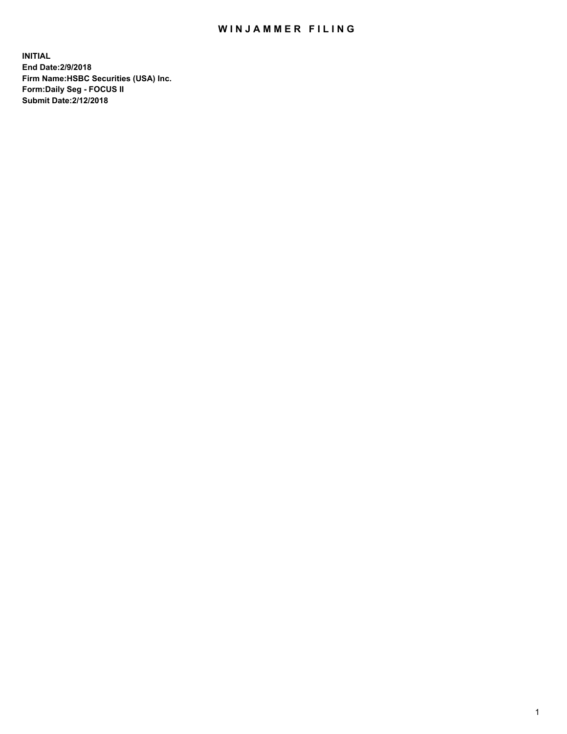# WINJAMMER FILING

**INITIAL**
**End Date:2/9/2018**
**Firm Name:HSBC Securities (USA) Inc.**
**Form:Daily Seg - FOCUS II**
**Submit Date:2/12/2018**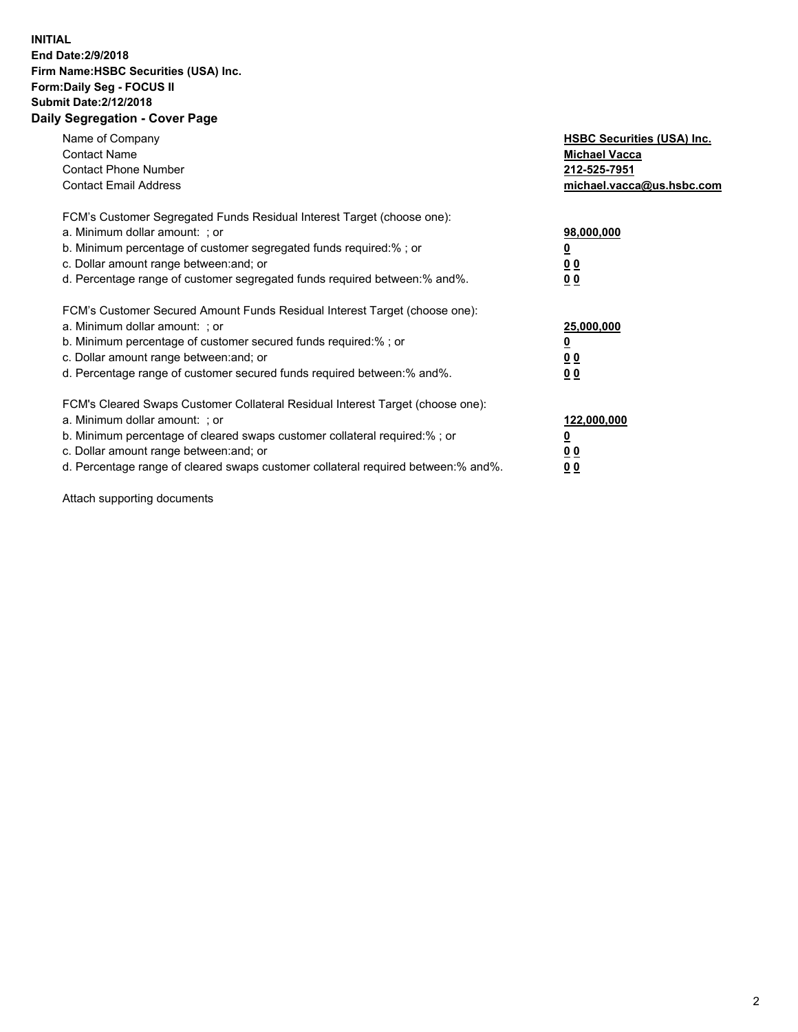**INITIAL**
**End Date:2/9/2018**
**Firm Name:HSBC Securities (USA) Inc.**
**Form:Daily Seg - FOCUS II**
**Submit Date:2/12/2018**

## Daily Segregation - Cover Page

| | |
|---|---|
| Name of Company | **HSBC Securities (USA) Inc.** |
| Contact Name | **Michael Vacca** |
| Contact Phone Number | **212-525-7951** |
| Contact Email Address | **michael.vacca@us.hsbc.com** |

| | |
|---|---|
| FCM's Customer Segregated Funds Residual Interest Target (choose one): | |
| a. Minimum dollar amount: ; or | **98,000,000** |
| b. Minimum percentage of customer segregated funds required:% ; or | **0** |
| c. Dollar amount range between:and; or | **0 0** |
| d. Percentage range of customer segregated funds required between:% and%. | **0 0** |

| | |
|---|---|
| FCM's Customer Secured Amount Funds Residual Interest Target (choose one): | |
| a. Minimum dollar amount: ; or | **25,000,000** |
| b. Minimum percentage of customer secured funds required:% ; or | **0** |
| c. Dollar amount range between:and; or | **0 0** |
| d. Percentage range of customer secured funds required between:% and%. | **0 0** |

| | |
|---|---|
| FCM's Cleared Swaps Customer Collateral Residual Interest Target (choose one): | |
| a. Minimum dollar amount: ; or | **122,000,000** |
| b. Minimum percentage of cleared swaps customer collateral required:% ; or | **0** |
| c. Dollar amount range between:and; or | **0 0** |
| d. Percentage range of cleared swaps customer collateral required between:% and%. | **0 0** |

Attach supporting documents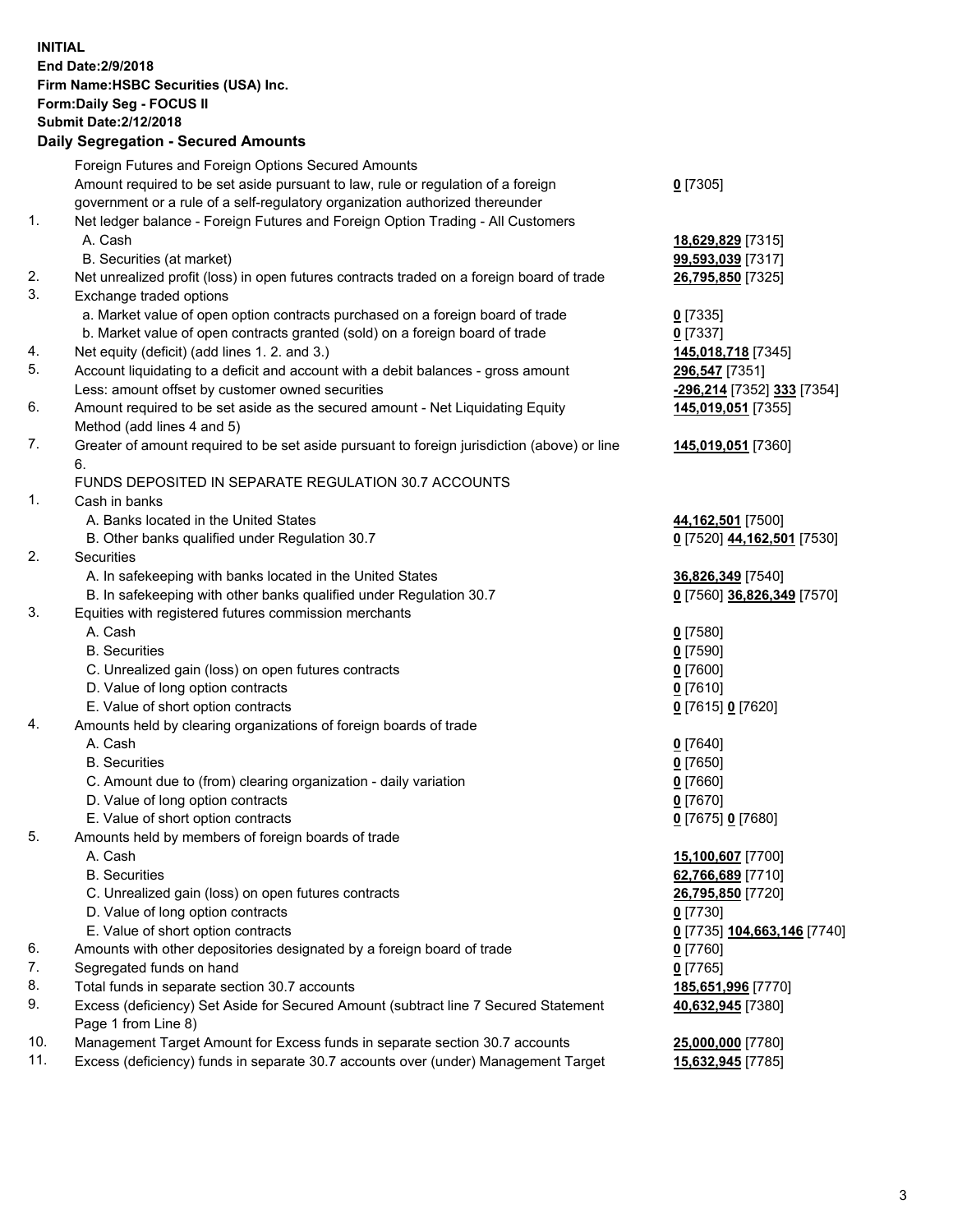**INITIAL**
**End Date:2/9/2018**
**Firm Name:HSBC Securities (USA) Inc.**
**Form:Daily Seg - FOCUS II**
**Submit Date:2/12/2018**

## Daily Segregation - Secured Amounts

| | | |
|---|---|---|
| | Foreign Futures and Foreign Options Secured Amounts | |
| | Amount required to be set aside pursuant to law, rule or regulation of a foreign government or a rule of a self-regulatory organization authorized thereunder | **0** [7305] |
| 1. | Net ledger balance - Foreign Futures and Foreign Option Trading - All Customers | |
| | A. Cash | **18,629,829** [7315] |
| | B. Securities (at market) | **99,593,039** [7317] |
| 2. | Net unrealized profit (loss) in open futures contracts traded on a foreign board of trade | **26,795,850** [7325] |
| 3. | Exchange traded options | |
| | a. Market value of open option contracts purchased on a foreign board of trade | **0** [7335] |
| | b. Market value of open contracts granted (sold) on a foreign board of trade | **0** [7337] |
| 4. | Net equity (deficit) (add lines 1. 2. and 3.) | **145,018,718** [7345] |
| 5. | Account liquidating to a deficit and account with a debit balances - gross amount | **296,547** [7351] |
| | Less: amount offset by customer owned securities | **-296,214** [7352] **333** [7354] |
| 6. | Amount required to be set aside as the secured amount - Net Liquidating Equity Method (add lines 4 and 5) | **145,019,051** [7355] |
| 7. | Greater of amount required to be set aside pursuant to foreign jurisdiction (above) or line 6. | **145,019,051** [7360] |
| | FUNDS DEPOSITED IN SEPARATE REGULATION 30.7 ACCOUNTS | |
| 1. | Cash in banks | |
| | A. Banks located in the United States | **44,162,501** [7500] |
| | B. Other banks qualified under Regulation 30.7 | **0** [7520] **44,162,501** [7530] |
| 2. | Securities | |
| | A. In safekeeping with banks located in the United States | **36,826,349** [7540] |
| | B. In safekeeping with other banks qualified under Regulation 30.7 | **0** [7560] **36,826,349** [7570] |
| 3. | Equities with registered futures commission merchants | |
| | A. Cash | **0** [7580] |
| | B. Securities | **0** [7590] |
| | C. Unrealized gain (loss) on open futures contracts | **0** [7600] |
| | D. Value of long option contracts | **0** [7610] |
| | E. Value of short option contracts | **0** [7615] **0** [7620] |
| 4. | Amounts held by clearing organizations of foreign boards of trade | |
| | A. Cash | **0** [7640] |
| | B. Securities | **0** [7650] |
| | C. Amount due to (from) clearing organization - daily variation | **0** [7660] |
| | D. Value of long option contracts | **0** [7670] |
| | E. Value of short option contracts | **0** [7675] **0** [7680] |
| 5. | Amounts held by members of foreign boards of trade | |
| | A. Cash | **15,100,607** [7700] |
| | B. Securities | **62,766,689** [7710] |
| | C. Unrealized gain (loss) on open futures contracts | **26,795,850** [7720] |
| | D. Value of long option contracts | **0** [7730] |
| | E. Value of short option contracts | **0** [7735] **104,663,146** [7740] |
| 6. | Amounts with other depositories designated by a foreign board of trade | **0** [7760] |
| 7. | Segregated funds on hand | **0** [7765] |
| 8. | Total funds in separate section 30.7 accounts | **185,651,996** [7770] |
| 9. | Excess (deficiency) Set Aside for Secured Amount (subtract line 7 Secured Statement Page 1 from Line 8) | **40,632,945** [7380] |
| 10. | Management Target Amount for Excess funds in separate section 30.7 accounts | **25,000,000** [7780] |
| 11. | Excess (deficiency) funds in separate 30.7 accounts over (under) Management Target | **15,632,945** [7785] |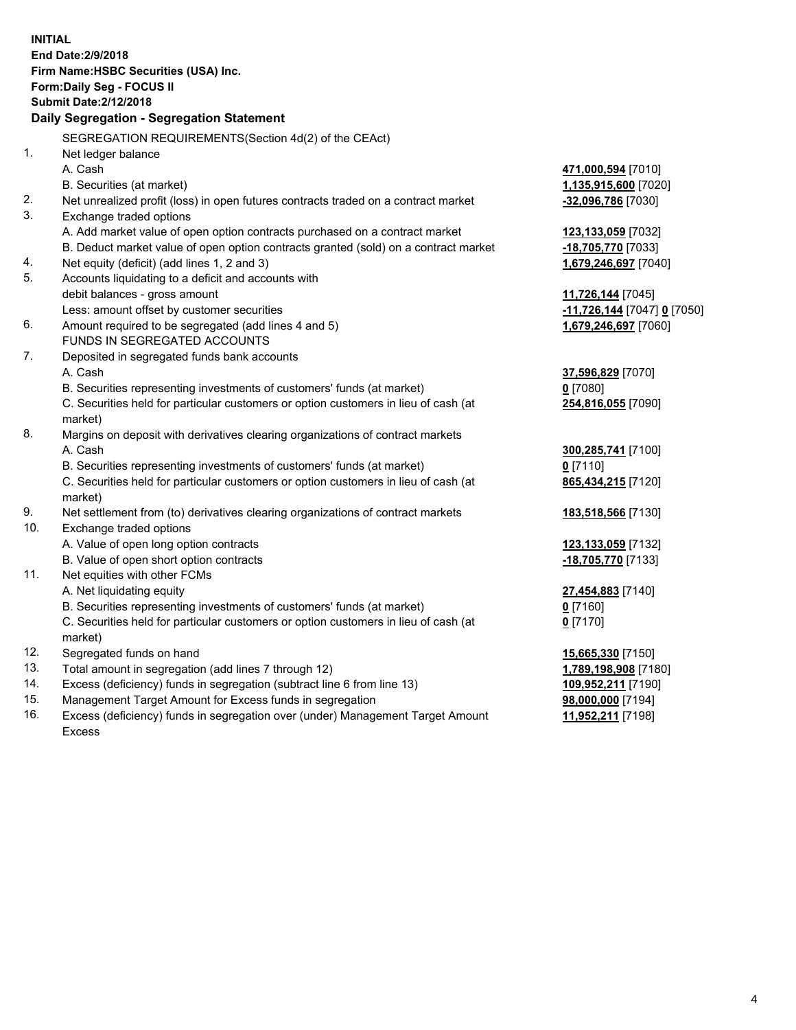**INITIAL**
**End Date:2/9/2018**
**Firm Name:HSBC Securities (USA) Inc.**
**Form:Daily Seg - FOCUS II**
**Submit Date:2/12/2018**
**Daily Segregation - Segregation Statement**

| | | |
|---|---|---|
| | SEGREGATION REQUIREMENTS(Section 4d(2) of the CEAct) | |
| 1. | Net ledger balance | |
| | A. Cash | **471,000,594** [7010] |
| | B. Securities (at market) | **1,135,915,600** [7020] |
| 2. | Net unrealized profit (loss) in open futures contracts traded on a contract market | **-32,096,786** [7030] |
| 3. | Exchange traded options | |
| | A. Add market value of open option contracts purchased on a contract market | **123,133,059** [7032] |
| | B. Deduct market value of open option contracts granted (sold) on a contract market | **-18,705,770** [7033] |
| 4. | Net equity (deficit) (add lines 1, 2 and 3) | **1,679,246,697** [7040] |
| 5. | Accounts liquidating to a deficit and accounts with | |
| | debit balances - gross amount | **11,726,144** [7045] |
| | Less: amount offset by customer securities | **-11,726,144** [7047] **0** [7050] |
| 6. | Amount required to be segregated (add lines 4 and 5) | **1,679,246,697** [7060] |
| | FUNDS IN SEGREGATED ACCOUNTS | |
| 7. | Deposited in segregated funds bank accounts | |
| | A. Cash | **37,596,829** [7070] |
| | B. Securities representing investments of customers' funds (at market) | **0** [7080] |
| | C. Securities held for particular customers or option customers in lieu of cash (at market) | **254,816,055** [7090] |
| 8. | Margins on deposit with derivatives clearing organizations of contract markets | |
| | A. Cash | **300,285,741** [7100] |
| | B. Securities representing investments of customers' funds (at market) | **0** [7110] |
| | C. Securities held for particular customers or option customers in lieu of cash (at market) | **865,434,215** [7120] |
| 9. | Net settlement from (to) derivatives clearing organizations of contract markets | **183,518,566** [7130] |
| 10. | Exchange traded options | |
| | A. Value of open long option contracts | **123,133,059** [7132] |
| | B. Value of open short option contracts | **-18,705,770** [7133] |
| 11. | Net equities with other FCMs | |
| | A. Net liquidating equity | **27,454,883** [7140] |
| | B. Securities representing investments of customers' funds (at market) | **0** [7160] |
| | C. Securities held for particular customers or option customers in lieu of cash (at market) | **0** [7170] |
| 12. | Segregated funds on hand | **15,665,330** [7150] |
| 13. | Total amount in segregation (add lines 7 through 12) | **1,789,198,908** [7180] |
| 14. | Excess (deficiency) funds in segregation (subtract line 6 from line 13) | **109,952,211** [7190] |
| 15. | Management Target Amount for Excess funds in segregation | **98,000,000** [7194] |
| 16. | Excess (deficiency) funds in segregation over (under) Management Target Amount Excess | **11,952,211** [7198] |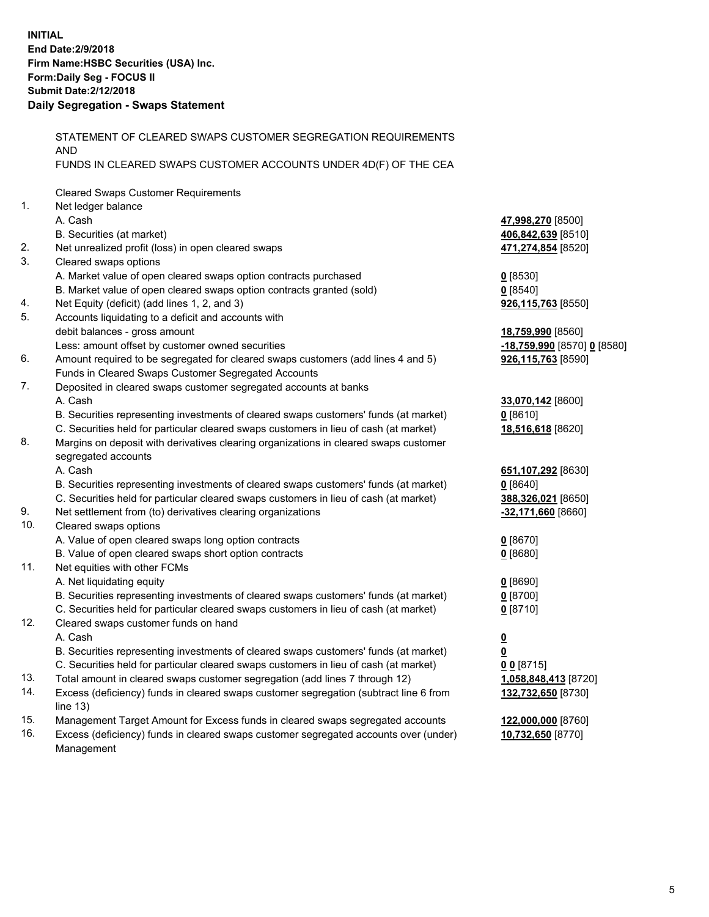**INITIAL**
**End Date:2/9/2018**
**Firm Name:HSBC Securities (USA) Inc.**
**Form:Daily Seg - FOCUS II**
**Submit Date:2/12/2018**
**Daily Segregation - Swaps Statement**

STATEMENT OF CLEARED SWAPS CUSTOMER SEGREGATION REQUIREMENTS AND FUNDS IN CLEARED SWAPS CUSTOMER ACCOUNTS UNDER 4D(F) OF THE CEA

| | | |
|---|---|---|
| | Cleared Swaps Customer Requirements | |
| 1. | Net ledger balance | |
| | A. Cash | **47,998,270** [8500] |
| | B. Securities (at market) | **406,842,639** [8510] |
| 2. | Net unrealized profit (loss) in open cleared swaps | **471,274,854** [8520] |
| 3. | Cleared swaps options | |
| | A. Market value of open cleared swaps option contracts purchased | **0** [8530] |
| | B. Market value of open cleared swaps option contracts granted (sold) | **0** [8540] |
| 4. | Net Equity (deficit) (add lines 1, 2, and 3) | **926,115,763** [8550] |
| 5. | Accounts liquidating to a deficit and accounts with | |
| | debit balances - gross amount | **18,759,990** [8560] |
| | Less: amount offset by customer owned securities | **-18,759,990** [8570] **0** [8580] |
| 6. | Amount required to be segregated for cleared swaps customers (add lines 4 and 5) | **926,115,763** [8590] |
| | Funds in Cleared Swaps Customer Segregated Accounts | |
| 7. | Deposited in cleared swaps customer segregated accounts at banks | |
| | A. Cash | **33,070,142** [8600] |
| | B. Securities representing investments of cleared swaps customers' funds (at market) | **0** [8610] |
| | C. Securities held for particular cleared swaps customers in lieu of cash (at market) | **18,516,618** [8620] |
| 8. | Margins on deposit with derivatives clearing organizations in cleared swaps customer segregated accounts | |
| | A. Cash | **651,107,292** [8630] |
| | B. Securities representing investments of cleared swaps customers' funds (at market) | **0** [8640] |
| | C. Securities held for particular cleared swaps customers in lieu of cash (at market) | **388,326,021** [8650] |
| 9. | Net settlement from (to) derivatives clearing organizations | **-32,171,660** [8660] |
| 10. | Cleared swaps options | |
| | A. Value of open cleared swaps long option contracts | **0** [8670] |
| | B. Value of open cleared swaps short option contracts | **0** [8680] |
| 11. | Net equities with other FCMs | |
| | A. Net liquidating equity | **0** [8690] |
| | B. Securities representing investments of cleared swaps customers' funds (at market) | **0** [8700] |
| | C. Securities held for particular cleared swaps customers in lieu of cash (at market) | **0** [8710] |
| 12. | Cleared swaps customer funds on hand | |
| | A. Cash | **0** |
| | B. Securities representing investments of cleared swaps customers' funds (at market) | **0** |
| | C. Securities held for particular cleared swaps customers in lieu of cash (at market) | **0** **0** [8715] |
| 13. | Total amount in cleared swaps customer segregation (add lines 7 through 12) | **1,058,848,413** [8720] |
| 14. | Excess (deficiency) funds in cleared swaps customer segregation (subtract line 6 from line 13) | **132,732,650** [8730] |
| 15. | Management Target Amount for Excess funds in cleared swaps segregated accounts | **122,000,000** [8760] |
| 16. | Excess (deficiency) funds in cleared swaps customer segregated accounts over (under) Management | **10,732,650** [8770] |